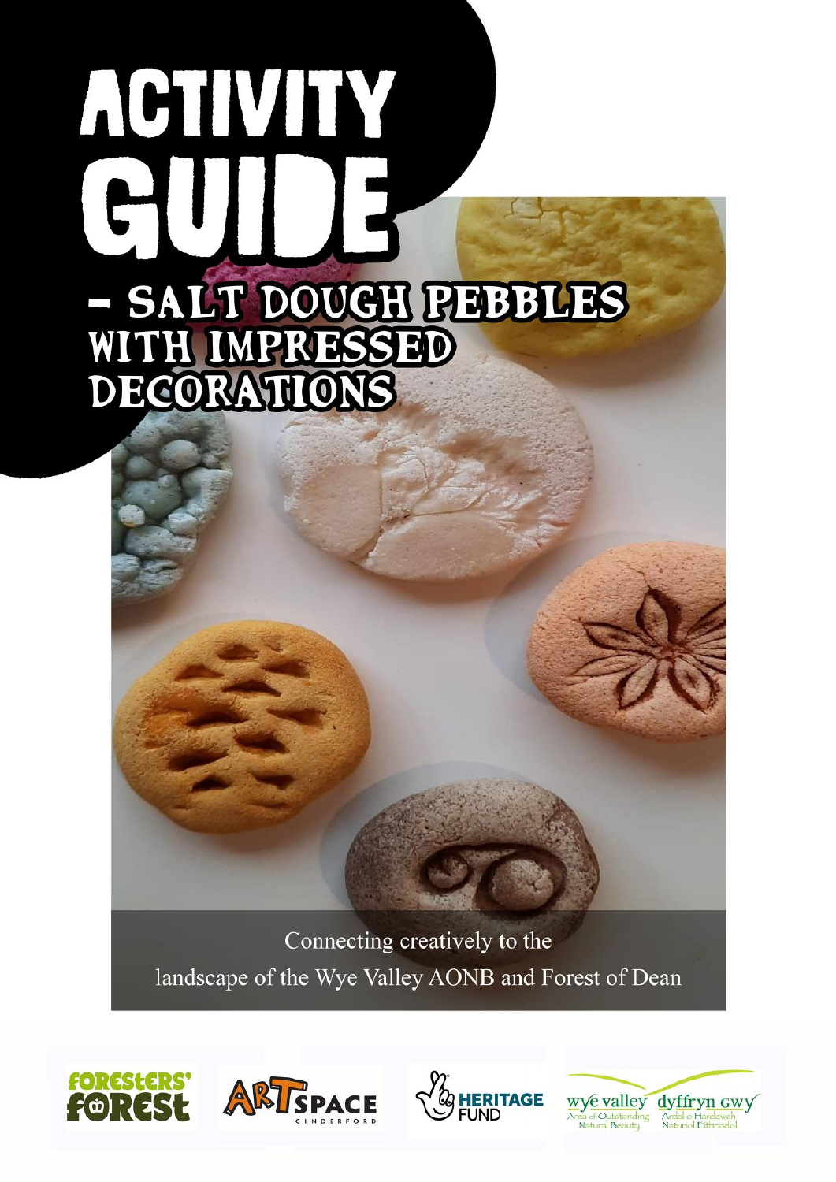# ACTIVITY GUIDE

## – SALT DOUGH PEBBLES WITH IMPRESSED DECORATIONS

Connecting creatively to the landscape of the Wye Valley AONB and Forest of Dean

Foresters' Forest | ArtSpace Cinderford | Heritage Fund | Wye Valley Area of Outstanding Natural Beauty / Dyffryn Gwy Ardal o Harddwch Naturiol Eithriadol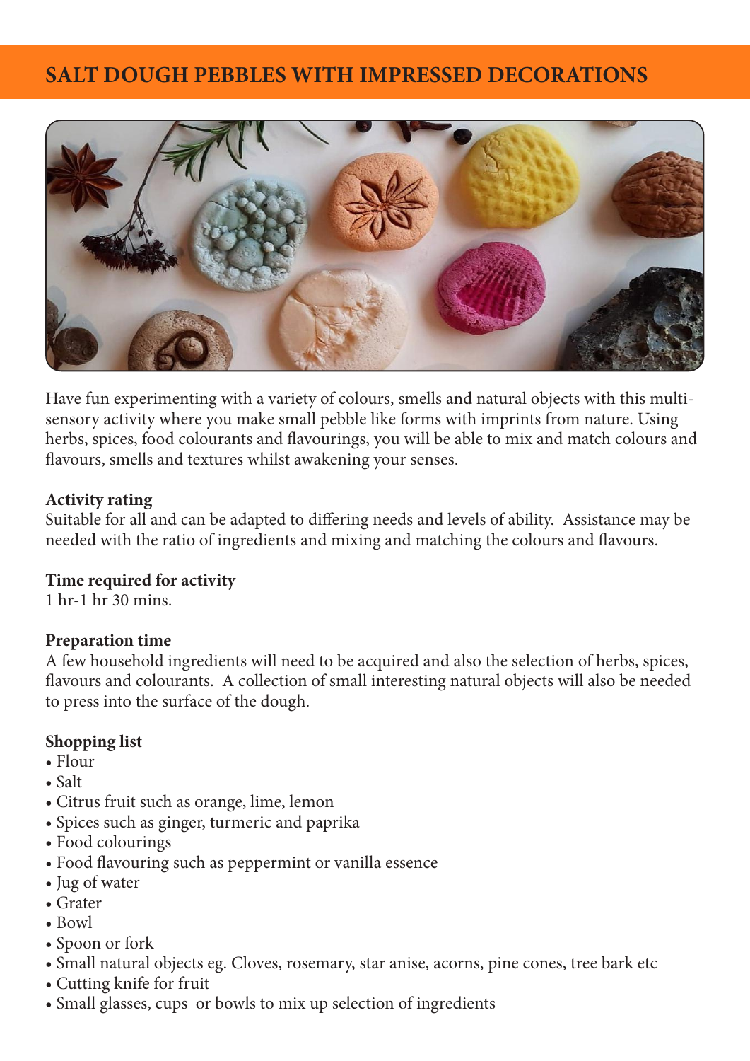# SALT DOUGH PEBBLES WITH IMPRESSED DECORATIONS

Have fun experimenting with a variety of colours, smells and natural objects with this multi-sensory activity where you make small pebble like forms with imprints from nature. Using herbs, spices, food colourants and flavourings, you will be able to mix and match colours and flavours, smells and textures whilst awakening your senses.

**Activity rating**
Suitable for all and can be adapted to differing needs and levels of ability. Assistance may be needed with the ratio of ingredients and mixing and matching the colours and flavours.

**Time required for activity**
1 hr-1 hr 30 mins.

**Preparation time**
A few household ingredients will need to be acquired and also the selection of herbs, spices, flavours and colourants. A collection of small interesting natural objects will also be needed to press into the surface of the dough.

**Shopping list**

- Flour
- Salt
- Citrus fruit such as orange, lime, lemon
- Spices such as ginger, turmeric and paprika
- Food colourings
- Food flavouring such as peppermint or vanilla essence
- Jug of water
- Grater
- Bowl
- Spoon or fork
- Small natural objects eg. Cloves, rosemary, star anise, acorns, pine cones, tree bark etc
- Cutting knife for fruit
- Small glasses, cups or bowls to mix up selection of ingredients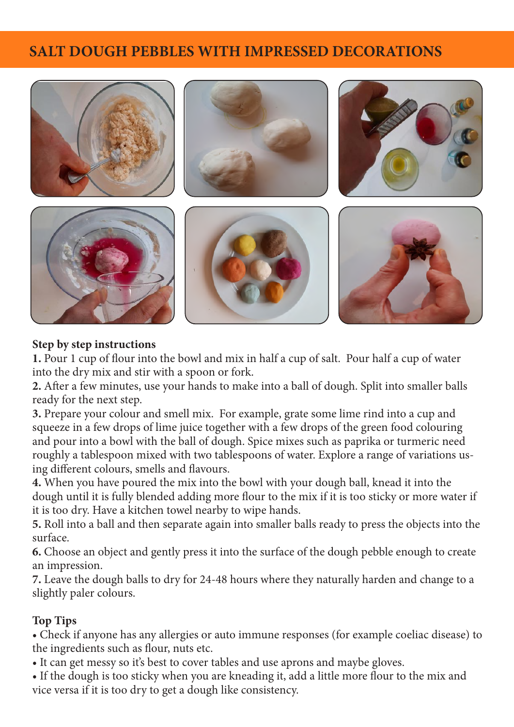# SALT DOUGH PEBBLES WITH IMPRESSED DECORATIONS

**Step by step instructions**

**1.** Pour 1 cup of flour into the bowl and mix in half a cup of salt. Pour half a cup of water into the dry mix and stir with a spoon or fork.

**2.** After a few minutes, use your hands to make into a ball of dough. Split into smaller balls ready for the next step.

**3.** Prepare your colour and smell mix. For example, grate some lime rind into a cup and squeeze in a few drops of lime juice together with a few drops of the green food colouring and pour into a bowl with the ball of dough. Spice mixes such as paprika or turmeric need roughly a tablespoon mixed with two tablespoons of water. Explore a range of variations using different colours, smells and flavours.

**4.** When you have poured the mix into the bowl with your dough ball, knead it into the dough until it is fully blended adding more flour to the mix if it is too sticky or more water if it is too dry. Have a kitchen towel nearby to wipe hands.

**5.** Roll into a ball and then separate again into smaller balls ready to press the objects into the surface.

**6.** Choose an object and gently press it into the surface of the dough pebble enough to create an impression.

**7.** Leave the dough balls to dry for 24-48 hours where they naturally harden and change to a slightly paler colours.

**Top Tips**

- Check if anyone has any allergies or auto immune responses (for example coeliac disease) to the ingredients such as flour, nuts etc.
- It can get messy so it's best to cover tables and use aprons and maybe gloves.
- If the dough is too sticky when you are kneading it, add a little more flour to the mix and vice versa if it is too dry to get a dough like consistency.